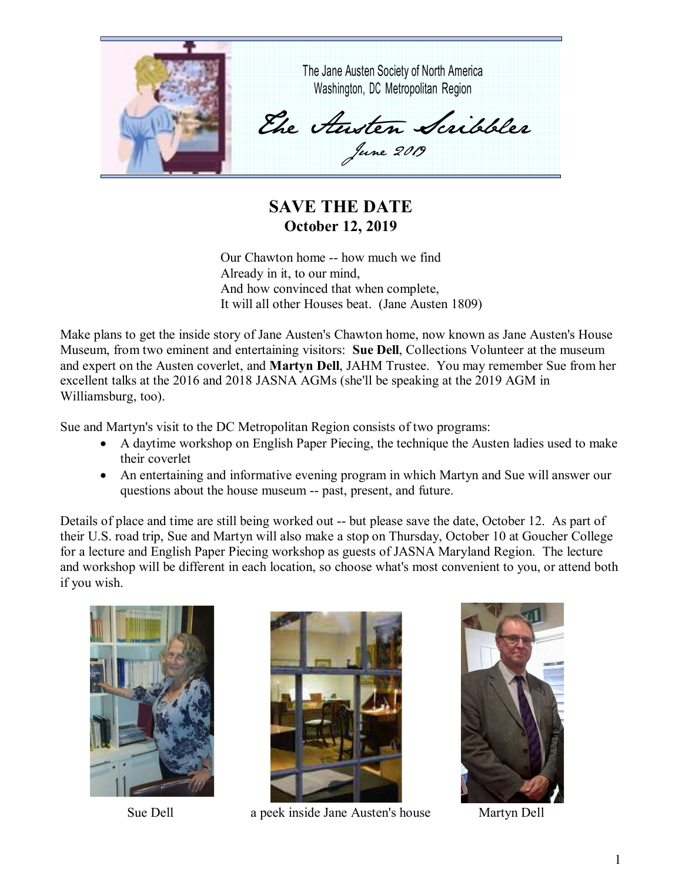The Jane Austen Society of North America
Washington, DC Metropolitan Region

# *The Austen Scribbler*

*June 2019*

## SAVE THE DATE
### October 12, 2019

Our Chawton home -- how much we find
Already in it, to our mind,
And how convinced that when complete,
It will all other Houses beat. (Jane Austen 1809)

Make plans to get the inside story of Jane Austen's Chawton home, now known as Jane Austen's House Museum, from two eminent and entertaining visitors: **Sue Dell**, Collections Volunteer at the museum and expert on the Austen coverlet, and **Martyn Dell**, JAHM Trustee. You may remember Sue from her excellent talks at the 2016 and 2018 JASNA AGMs (she'll be speaking at the 2019 AGM in Williamsburg, too).

Sue and Martyn's visit to the DC Metropolitan Region consists of two programs:

- A daytime workshop on English Paper Piecing, the technique the Austen ladies used to make their coverlet
- An entertaining and informative evening program in which Martyn and Sue will answer our questions about the house museum -- past, present, and future.

Details of place and time are still being worked out -- but please save the date, October 12. As part of their U.S. road trip, Sue and Martyn will also make a stop on Thursday, October 10 at Goucher College for a lecture and English Paper Piecing workshop as guests of JASNA Maryland Region. The lecture and workshop will be different in each location, so choose what's most convenient to you, or attend both if you wish.

Sue Dell

a peek inside Jane Austen's house

Martyn Dell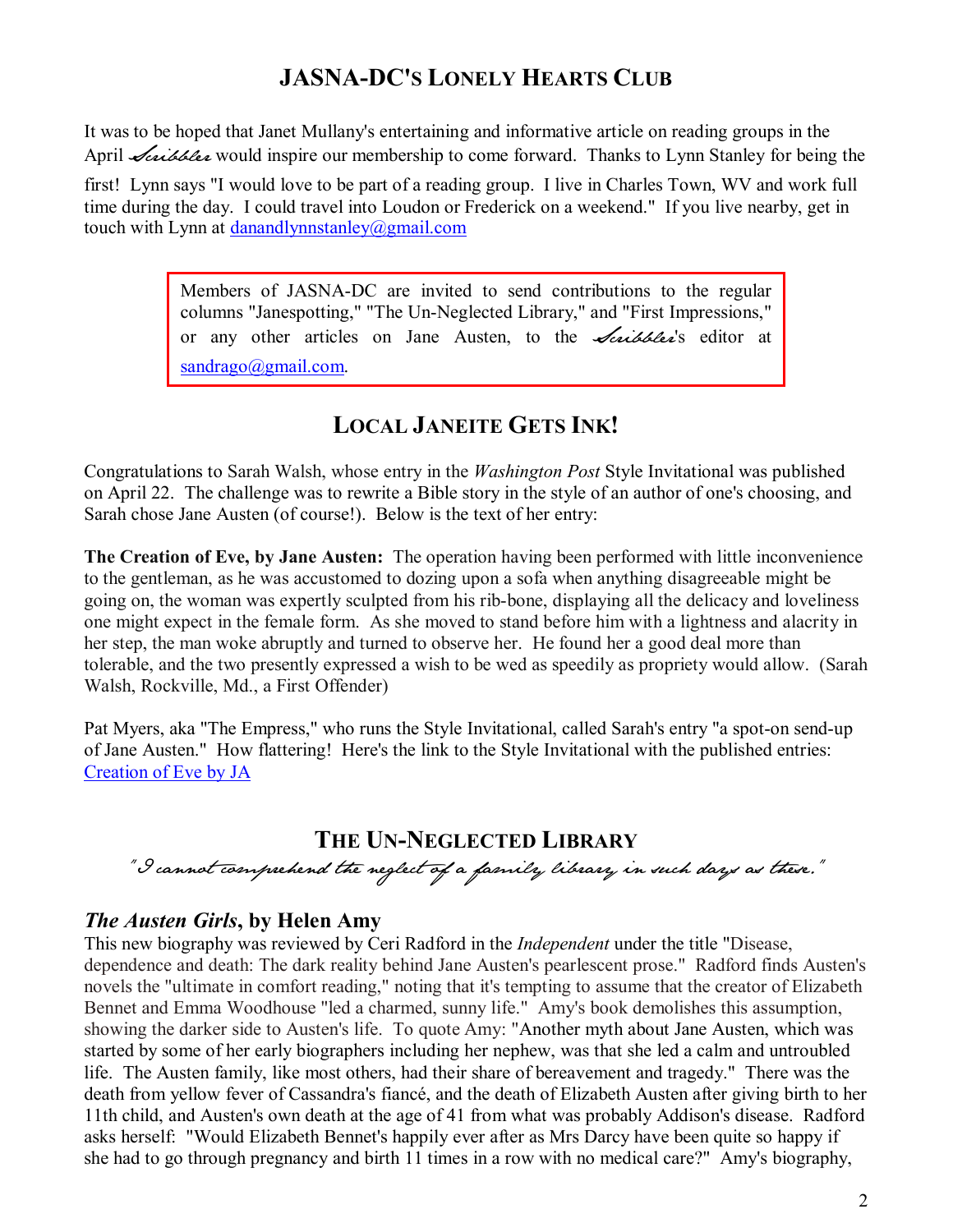## JASNA-DC's Lonely Hearts Club

It was to be hoped that Janet Mullany's entertaining and informative article on reading groups in the April *Scribbler* would inspire our membership to come forward. Thanks to Lynn Stanley for being the first! Lynn says "I would love to be part of a reading group. I live in Charles Town, WV and work full time during the day. I could travel into Loudon or Frederick on a weekend." If you live nearby, get in touch with Lynn at danandlynnstanley@gmail.com

> Members of JASNA-DC are invited to send contributions to the regular columns "Janespotting," "The Un-Neglected Library," and "First Impressions," or any other articles on Jane Austen, to the *Scribbler*'s editor at sandrago@gmail.com.

## Local Janeite Gets Ink!

Congratulations to Sarah Walsh, whose entry in the *Washington Post* Style Invitational was published on April 22. The challenge was to rewrite a Bible story in the style of an author of one's choosing, and Sarah chose Jane Austen (of course!). Below is the text of her entry:

**The Creation of Eve, by Jane Austen:** The operation having been performed with little inconvenience to the gentleman, as he was accustomed to dozing upon a sofa when anything disagreeable might be going on, the woman was expertly sculpted from his rib-bone, displaying all the delicacy and loveliness one might expect in the female form. As she moved to stand before him with a lightness and alacrity in her step, the man woke abruptly and turned to observe her. He found her a good deal more than tolerable, and the two presently expressed a wish to be wed as speedily as propriety would allow. (Sarah Walsh, Rockville, Md., a First Offender)

Pat Myers, aka "The Empress," who runs the Style Invitational, called Sarah's entry "a spot-on send-up of Jane Austen." How flattering! Here's the link to the Style Invitational with the published entries: Creation of Eve by JA

## The Un-Neglected Library

*"I cannot comprehend the neglect of a family library in such days as these."*

### *The Austen Girls*, by Helen Amy

This new biography was reviewed by Ceri Radford in the *Independent* under the title "Disease, dependence and death: The dark reality behind Jane Austen's pearlescent prose." Radford finds Austen's novels the "ultimate in comfort reading," noting that it's tempting to assume that the creator of Elizabeth Bennet and Emma Woodhouse "led a charmed, sunny life." Amy's book demolishes this assumption, showing the darker side to Austen's life. To quote Amy: "Another myth about Jane Austen, which was started by some of her early biographers including her nephew, was that she led a calm and untroubled life. The Austen family, like most others, had their share of bereavement and tragedy." There was the death from yellow fever of Cassandra's fiancé, and the death of Elizabeth Austen after giving birth to her 11th child, and Austen's own death at the age of 41 from what was probably Addison's disease. Radford asks herself: "Would Elizabeth Bennet's happily ever after as Mrs Darcy have been quite so happy if she had to go through pregnancy and birth 11 times in a row with no medical care?" Amy's biography,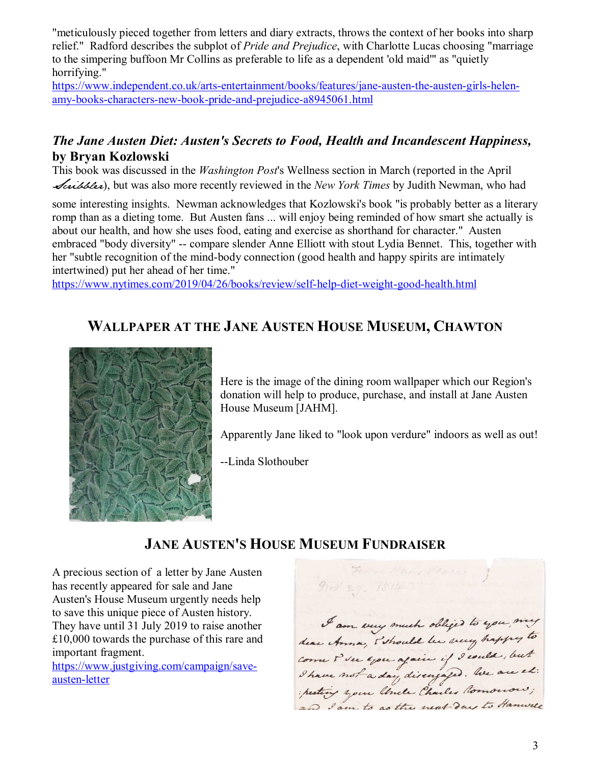"meticulously pieced together from letters and diary extracts, throws the context of her books into sharp relief." Radford describes the subplot of *Pride and Prejudice*, with Charlotte Lucas choosing "marriage to the simpering buffoon Mr Collins as preferable to life as a dependent 'old maid'" as "quietly horrifying."
https://www.independent.co.uk/arts-entertainment/books/features/jane-austen-the-austen-girls-helen-amy-books-characters-new-book-pride-and-prejudice-a8945061.html

### *The Jane Austen Diet: Austen's Secrets to Food, Health and Incandescent Happiness,* by Bryan Kozlowski

This book was discussed in the *Washington Post*'s Wellness section in March (reported in the April *Scribbler*), but was also more recently reviewed in the *New York Times* by Judith Newman, who had some interesting insights. Newman acknowledges that Kozlowski's book "is probably better as a literary romp than as a dieting tome. But Austen fans ... will enjoy being reminded of how smart she actually is about our health, and how she uses food, eating and exercise as shorthand for character." Austen embraced "body diversity" -- compare slender Anne Elliott with stout Lydia Bennet. This, together with her "subtle recognition of the mind-body connection (good health and happy spirits are intimately intertwined) put her ahead of her time."
https://www.nytimes.com/2019/04/26/books/review/self-help-diet-weight-good-health.html

## Wallpaper at the Jane Austen House Museum, Chawton

Here is the image of the dining room wallpaper which our Region's donation will help to produce, purchase, and install at Jane Austen House Museum [JAHM].

Apparently Jane liked to "look upon verdure" indoors as well as out!

--Linda Slothouber

## Jane Austen's House Museum Fundraiser

A precious section of a letter by Jane Austen has recently appeared for sale and Jane Austen's House Museum urgently needs help to save this unique piece of Austen history. They have until 31 July 2019 to raise another £10,000 towards the purchase of this rare and important fragment.
https://www.justgiving.com/campaign/save-austen-letter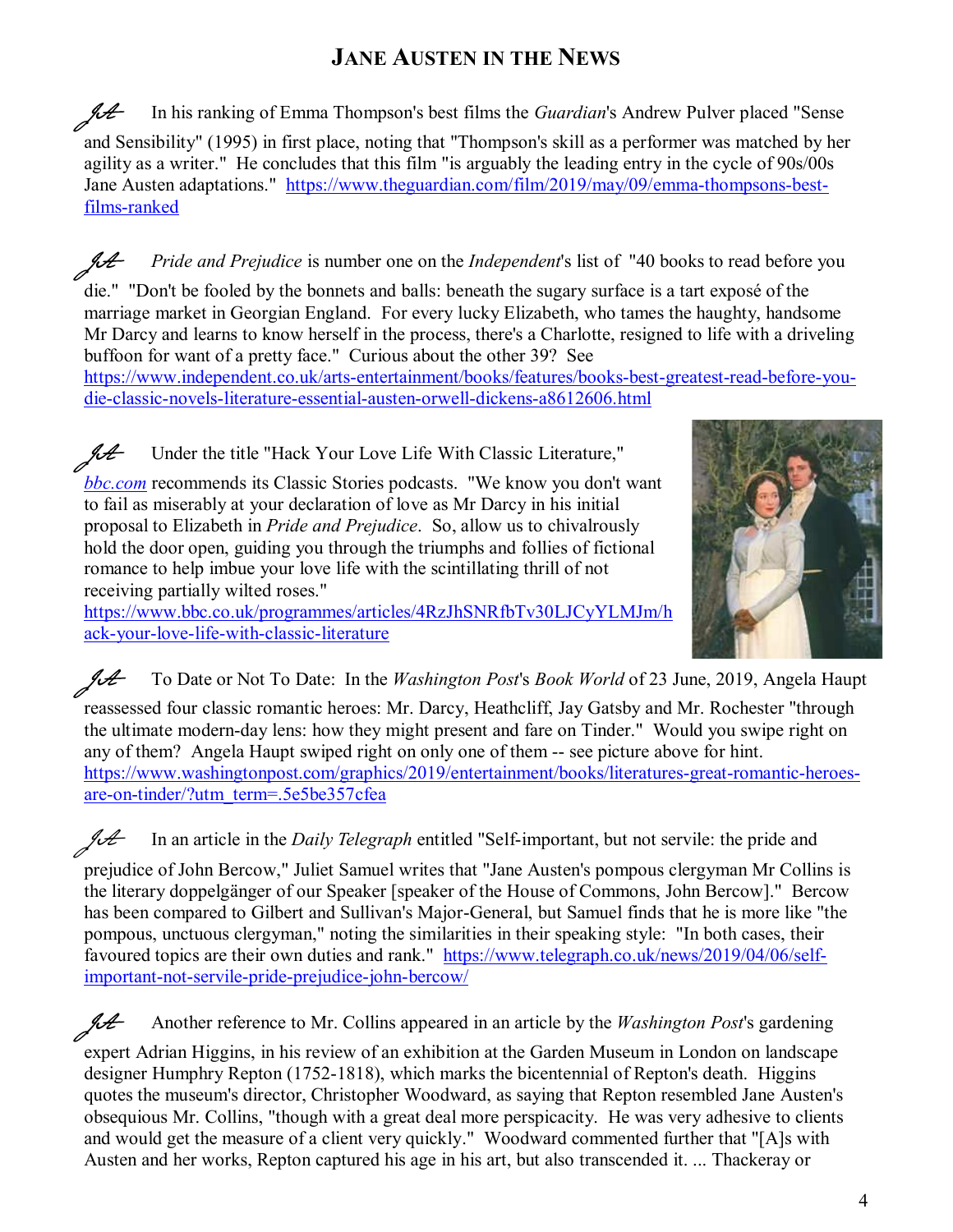## Jane Austen in the News

In his ranking of Emma Thompson's best films the *Guardian*'s Andrew Pulver placed "Sense and Sensibility" (1995) in first place, noting that "Thompson's skill as a performer was matched by her agility as a writer." He concludes that this film "is arguably the leading entry in the cycle of 90s/00s Jane Austen adaptations." https://www.theguardian.com/film/2019/may/09/emma-thompsons-best-films-ranked

*Pride and Prejudice* is number one on the *Independent*'s list of "40 books to read before you die." "Don't be fooled by the bonnets and balls: beneath the sugary surface is a tart exposé of the marriage market in Georgian England. For every lucky Elizabeth, who tames the haughty, handsome Mr Darcy and learns to know herself in the process, there's a Charlotte, resigned to life with a driveling buffoon for want of a pretty face." Curious about the other 39? See https://www.independent.co.uk/arts-entertainment/books/features/books-best-greatest-read-before-you-die-classic-novels-literature-essential-austen-orwell-dickens-a8612606.html

Under the title "Hack Your Love Life With Classic Literature," *bbc.com* recommends its Classic Stories podcasts. "We know you don't want to fail as miserably at your declaration of love as Mr Darcy in his initial proposal to Elizabeth in *Pride and Prejudice*. So, allow us to chivalrously hold the door open, guiding you through the triumphs and follies of fictional romance to help imbue your love life with the scintillating thrill of not receiving partially wilted roses." https://www.bbc.co.uk/programmes/articles/4RzJhSNRfbTv30LJCyYLMJm/hack-your-love-life-with-classic-literature

To Date or Not To Date: In the *Washington Post*'s *Book World* of 23 June, 2019, Angela Haupt reassessed four classic romantic heroes: Mr. Darcy, Heathcliff, Jay Gatsby and Mr. Rochester "through the ultimate modern-day lens: how they might present and fare on Tinder." Would you swipe right on any of them? Angela Haupt swiped right on only one of them -- see picture above for hint. https://www.washingtonpost.com/graphics/2019/entertainment/books/literatures-great-romantic-heroes-are-on-tinder/?utm_term=.5e5be357cfea

In an article in the *Daily Telegraph* entitled "Self-important, but not servile: the pride and prejudice of John Bercow," Juliet Samuel writes that "Jane Austen's pompous clergyman Mr Collins is the literary doppelgänger of our Speaker [speaker of the House of Commons, John Bercow]." Bercow has been compared to Gilbert and Sullivan's Major-General, but Samuel finds that he is more like "the pompous, unctuous clergyman," noting the similarities in their speaking style: "In both cases, their favoured topics are their own duties and rank." https://www.telegraph.co.uk/news/2019/04/06/self-important-not-servile-pride-prejudice-john-bercow/

Another reference to Mr. Collins appeared in an article by the *Washington Post*'s gardening expert Adrian Higgins, in his review of an exhibition at the Garden Museum in London on landscape designer Humphry Repton (1752-1818), which marks the bicentennial of Repton's death. Higgins quotes the museum's director, Christopher Woodward, as saying that Repton resembled Jane Austen's obsequious Mr. Collins, "though with a great deal more perspicacity. He was very adhesive to clients and would get the measure of a client very quickly." Woodward commented further that "[A]s with Austen and her works, Repton captured his age in his art, but also transcended it. ... Thackeray or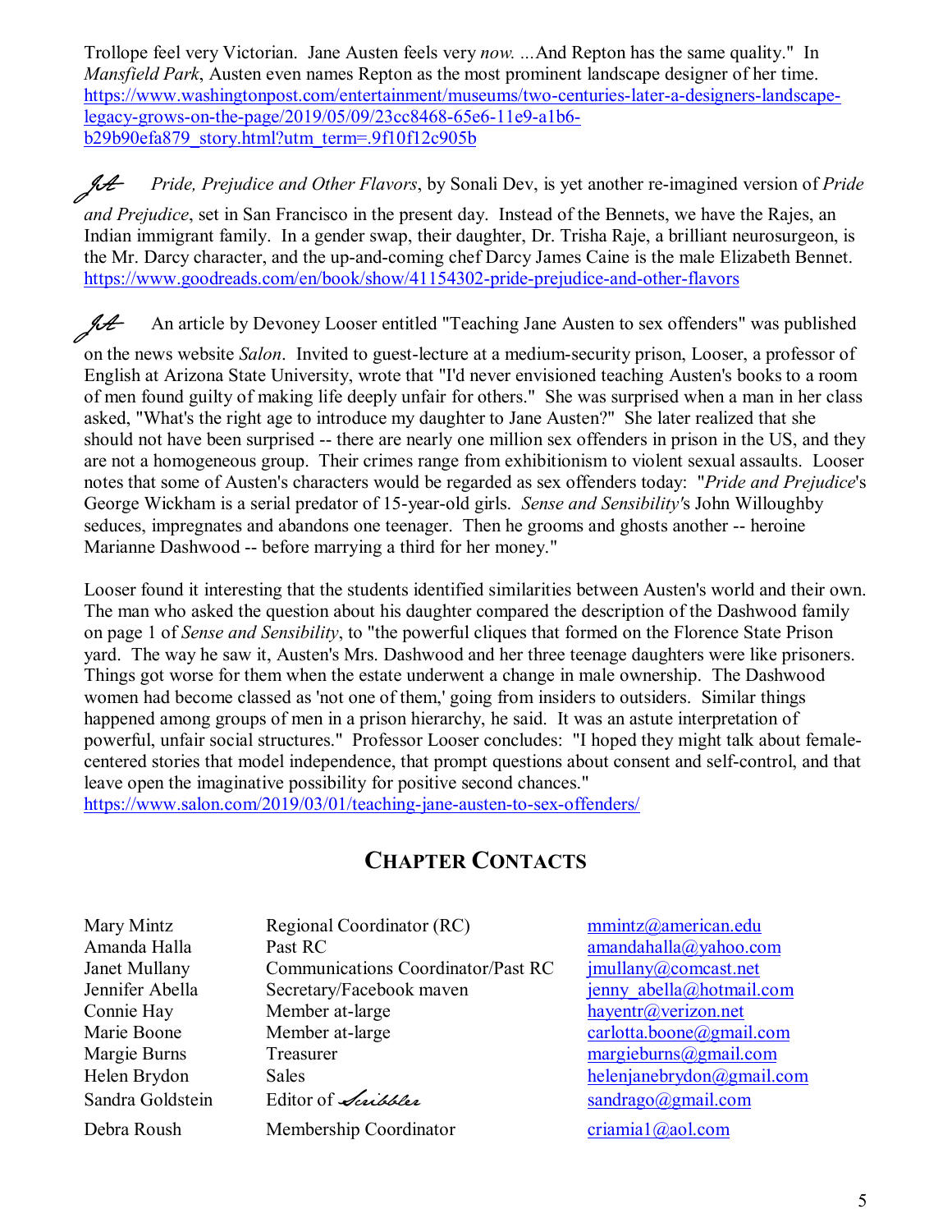Trollope feel very Victorian. Jane Austen feels very *now.* ...And Repton has the same quality." In *Mansfield Park*, Austen even names Repton as the most prominent landscape designer of her time. https://www.washingtonpost.com/entertainment/museums/two-centuries-later-a-designers-landscape-legacy-grows-on-the-page/2019/05/09/23cc8468-65e6-11e9-a1b6-b29b90efa879_story.html?utm_term=.9f10f12c905b

*JA* *Pride, Prejudice and Other Flavors*, by Sonali Dev, is yet another re-imagined version of *Pride and Prejudice*, set in San Francisco in the present day. Instead of the Bennets, we have the Rajes, an Indian immigrant family. In a gender swap, their daughter, Dr. Trisha Raje, a brilliant neurosurgeon, is the Mr. Darcy character, and the up-and-coming chef Darcy James Caine is the male Elizabeth Bennet. https://www.goodreads.com/en/book/show/41154302-pride-prejudice-and-other-flavors

*JA* An article by Devoney Looser entitled "Teaching Jane Austen to sex offenders" was published on the news website *Salon*. Invited to guest-lecture at a medium-security prison, Looser, a professor of English at Arizona State University, wrote that "I'd never envisioned teaching Austen's books to a room of men found guilty of making life deeply unfair for others." She was surprised when a man in her class asked, "What's the right age to introduce my daughter to Jane Austen?" She later realized that she should not have been surprised -- there are nearly one million sex offenders in prison in the US, and they are not a homogeneous group. Their crimes range from exhibitionism to violent sexual assaults. Looser notes that some of Austen's characters would be regarded as sex offenders today: "*Pride and Prejudice*'s George Wickham is a serial predator of 15-year-old girls. *Sense and Sensibility'*s John Willoughby seduces, impregnates and abandons one teenager. Then he grooms and ghosts another -- heroine Marianne Dashwood -- before marrying a third for her money."

Looser found it interesting that the students identified similarities between Austen's world and their own. The man who asked the question about his daughter compared the description of the Dashwood family on page 1 of *Sense and Sensibility*, to "the powerful cliques that formed on the Florence State Prison yard. The way he saw it, Austen's Mrs. Dashwood and her three teenage daughters were like prisoners. Things got worse for them when the estate underwent a change in male ownership. The Dashwood women had become classed as 'not one of them,' going from insiders to outsiders. Similar things happened among groups of men in a prison hierarchy, he said. It was an astute interpretation of powerful, unfair social structures." Professor Looser concludes: "I hoped they might talk about female-centered stories that model independence, that prompt questions about consent and self-control, and that leave open the imaginative possibility for positive second chances."
https://www.salon.com/2019/03/01/teaching-jane-austen-to-sex-offenders/

## Chapter Contacts

| | | |
|---|---|---|
| Mary Mintz | Regional Coordinator (RC) | mmintz@american.edu |
| Amanda Halla | Past RC | amandahalla@yahoo.com |
| Janet Mullany | Communications Coordinator/Past RC | jmullany@comcast.net |
| Jennifer Abella | Secretary/Facebook maven | jenny_abella@hotmail.com |
| Connie Hay | Member at-large | hayentr@verizon.net |
| Marie Boone | Member at-large | carlotta.boone@gmail.com |
| Margie Burns | Treasurer | margieburns@gmail.com |
| Helen Brydon | Sales | helenjanebrydon@gmail.com |
| Sandra Goldstein | Editor of *Scribbler* | sandrago@gmail.com |
| Debra Roush | Membership Coordinator | criamia1@aol.com |